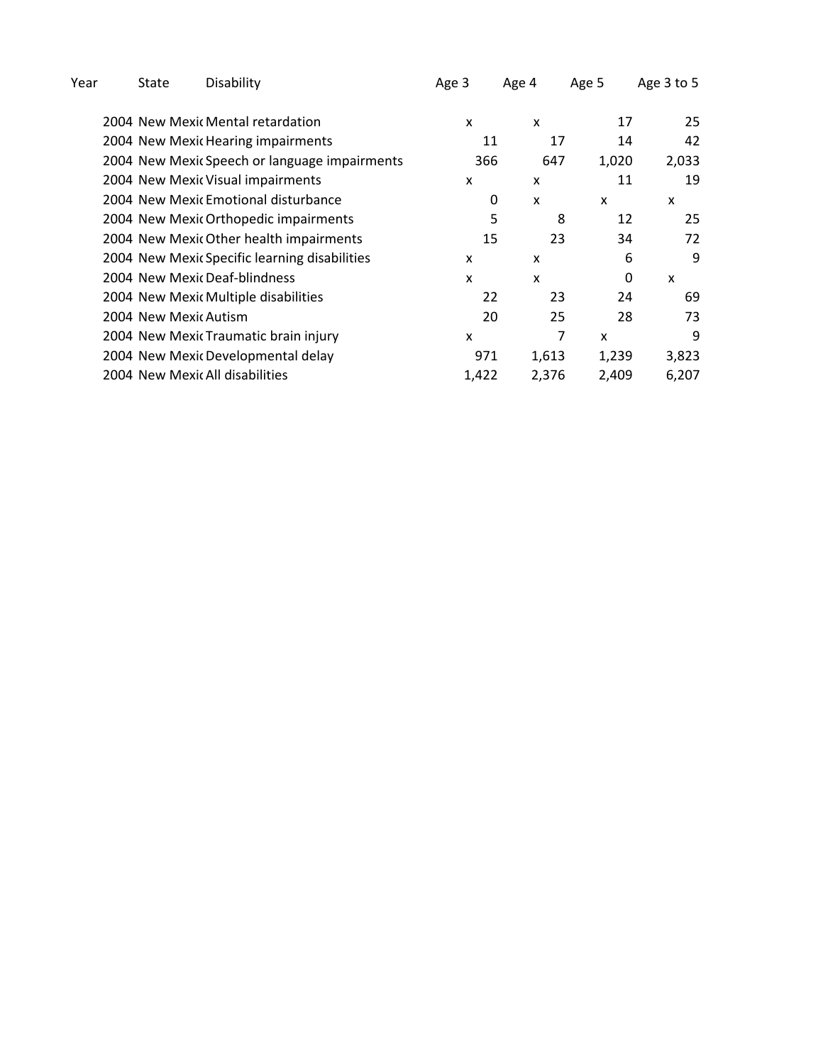| Year | State | Disability | Age 3 | Age 4 | Age 5 | Age 3 to 5 |
|---|---|---|---|---|---|---|
| 2004 | New Mexic | Mental retardation | x | x | 17 | 25 |
| 2004 | New Mexic | Hearing impairments | 11 | 17 | 14 | 42 |
| 2004 | New Mexic | Speech or language impairments | 366 | 647 | 1,020 | 2,033 |
| 2004 | New Mexic | Visual impairments | x | x | 11 | 19 |
| 2004 | New Mexic | Emotional disturbance | 0 | x | x | x |
| 2004 | New Mexic | Orthopedic impairments | 5 | 8 | 12 | 25 |
| 2004 | New Mexic | Other health impairments | 15 | 23 | 34 | 72 |
| 2004 | New Mexic | Specific learning disabilities | x | x | 6 | 9 |
| 2004 | New Mexic | Deaf-blindness | x | x | 0 | x |
| 2004 | New Mexic | Multiple disabilities | 22 | 23 | 24 | 69 |
| 2004 | New Mexic | Autism | 20 | 25 | 28 | 73 |
| 2004 | New Mexic | Traumatic brain injury | x | 7 | x | 9 |
| 2004 | New Mexic | Developmental delay | 971 | 1,613 | 1,239 | 3,823 |
| 2004 | New Mexic | All disabilities | 1,422 | 2,376 | 2,409 | 6,207 |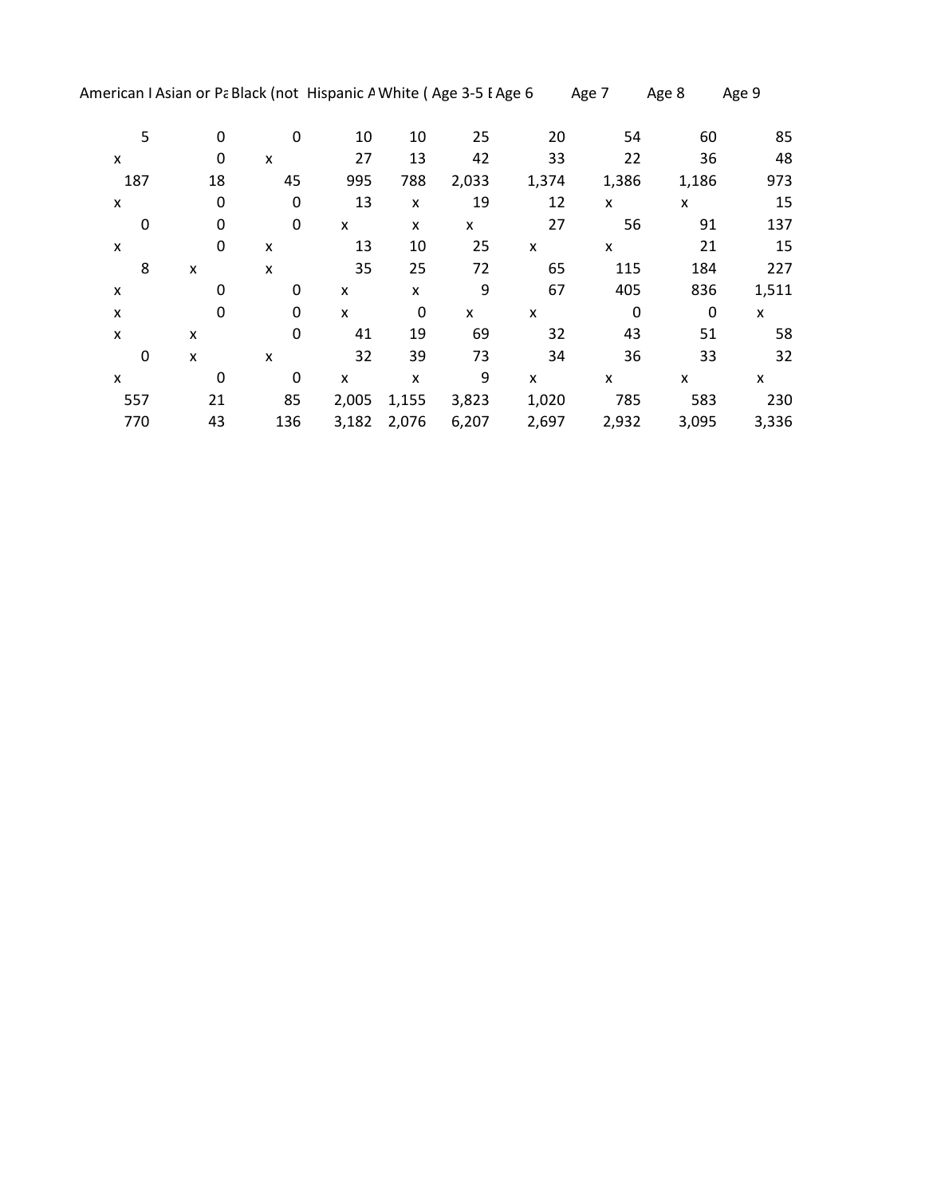| American I | Asian or Pa | Black (not | Hispanic A | White ( | Age 3-5 E | Age 6 | Age 7 | Age 8 | Age 9 |
|---|---|---|---|---|---|---|---|---|---|
| 5 | 0 | 0 | 10 | 10 | 25 | 20 | 54 | 60 | 85 |
| x | 0 | x | 27 | 13 | 42 | 33 | 22 | 36 | 48 |
| 187 | 18 | 45 | 995 | 788 | 2,033 | 1,374 | 1,386 | 1,186 | 973 |
| x | 0 | 0 | 13 | x | 19 | 12 | x | x | 15 |
| 0 | 0 | 0 | x | x | x | 27 | 56 | 91 | 137 |
| x | 0 | x | 13 | 10 | 25 | x | x | 21 | 15 |
| 8 | x | x | 35 | 25 | 72 | 65 | 115 | 184 | 227 |
| x | 0 | 0 | x | x | 9 | 67 | 405 | 836 | 1,511 |
| x | 0 | 0 | x | 0 | x | x | 0 | 0 | x |
| x | x | 0 | 41 | 19 | 69 | 32 | 43 | 51 | 58 |
| 0 | x | x | 32 | 39 | 73 | 34 | 36 | 33 | 32 |
| x | 0 | 0 | x | x | 9 | x | x | x | x |
| 557 | 21 | 85 | 2,005 | 1,155 | 3,823 | 1,020 | 785 | 583 | 230 |
| 770 | 43 | 136 | 3,182 | 2,076 | 6,207 | 2,697 | 2,932 | 3,095 | 3,336 |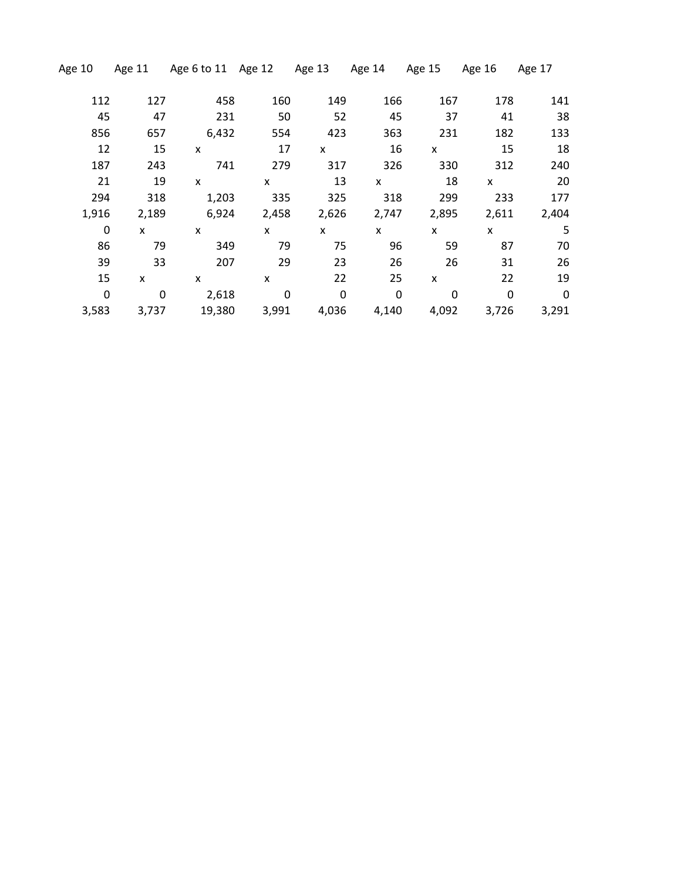| Age 10 | Age 11 | Age 6 to 11 | Age 12 | Age 13 | Age 14 | Age 15 | Age 16 | Age 17 |
|---|---|---|---|---|---|---|---|---|
| 112 | 127 | 458 | 160 | 149 | 166 | 167 | 178 | 141 |
| 45 | 47 | 231 | 50 | 52 | 45 | 37 | 41 | 38 |
| 856 | 657 | 6,432 | 554 | 423 | 363 | 231 | 182 | 133 |
| 12 | 15 | x | 17 | x | 16 | x | 15 | 18 |
| 187 | 243 | 741 | 279 | 317 | 326 | 330 | 312 | 240 |
| 21 | 19 | x | x | 13 | x | 18 | x | 20 |
| 294 | 318 | 1,203 | 335 | 325 | 318 | 299 | 233 | 177 |
| 1,916 | 2,189 | 6,924 | 2,458 | 2,626 | 2,747 | 2,895 | 2,611 | 2,404 |
| 0 | x | x | x | x | x | x | x | 5 |
| 86 | 79 | 349 | 79 | 75 | 96 | 59 | 87 | 70 |
| 39 | 33 | 207 | 29 | 23 | 26 | 26 | 31 | 26 |
| 15 | x | x | x | 22 | 25 | x | 22 | 19 |
| 0 | 0 | 2,618 | 0 | 0 | 0 | 0 | 0 | 0 |
| 3,583 | 3,737 | 19,380 | 3,991 | 4,036 | 4,140 | 4,092 | 3,726 | 3,291 |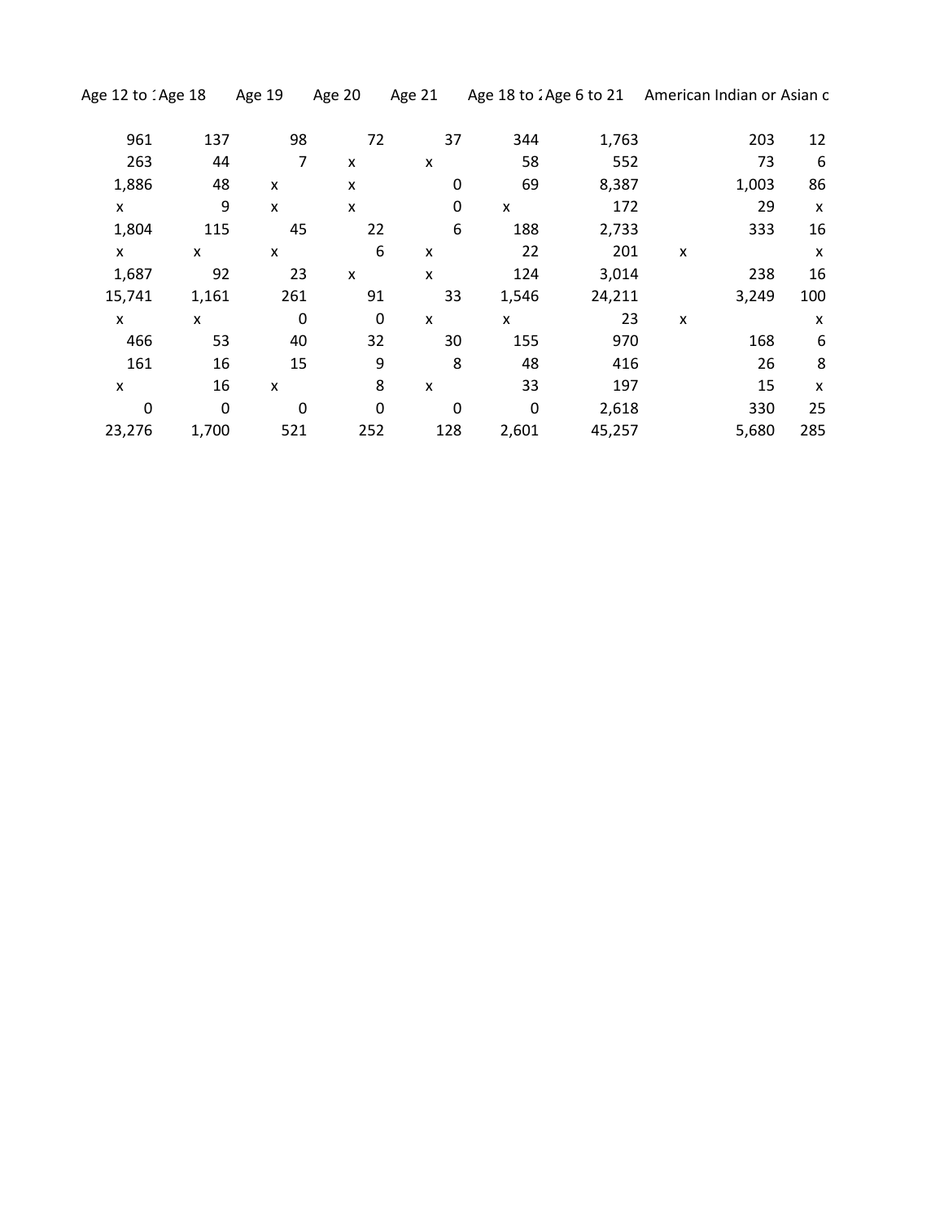| Age 12 to 1 | Age 18 | Age 19 | Age 20 | Age 21 | Age 18 to 2 | Age 6 to 21 | American Indian or | Asian c |
|---|---|---|---|---|---|---|---|---|
| 961 | 137 | 98 | 72 | 37 | 344 | 1,763 | 203 | 12 |
| 263 | 44 | 7 | x | x | 58 | 552 | 73 | 6 |
| 1,886 | 48 | x | x | 0 | 69 | 8,387 | 1,003 | 86 |
| x | 9 | x | x | 0 | x | 172 | 29 | x |
| 1,804 | 115 | 45 | 22 | 6 | 188 | 2,733 | 333 | 16 |
| x | x | x | 6 | x | 22 | 201 | x | x |
| 1,687 | 92 | 23 | x | x | 124 | 3,014 | 238 | 16 |
| 15,741 | 1,161 | 261 | 91 | 33 | 1,546 | 24,211 | 3,249 | 100 |
| x | x | 0 | 0 | x | x | 23 | x | x |
| 466 | 53 | 40 | 32 | 30 | 155 | 970 | 168 | 6 |
| 161 | 16 | 15 | 9 | 8 | 48 | 416 | 26 | 8 |
| x | 16 | x | 8 | x | 33 | 197 | 15 | x |
| 0 | 0 | 0 | 0 | 0 | 0 | 2,618 | 330 | 25 |
| 23,276 | 1,700 | 521 | 252 | 128 | 2,601 | 45,257 | 5,680 | 285 |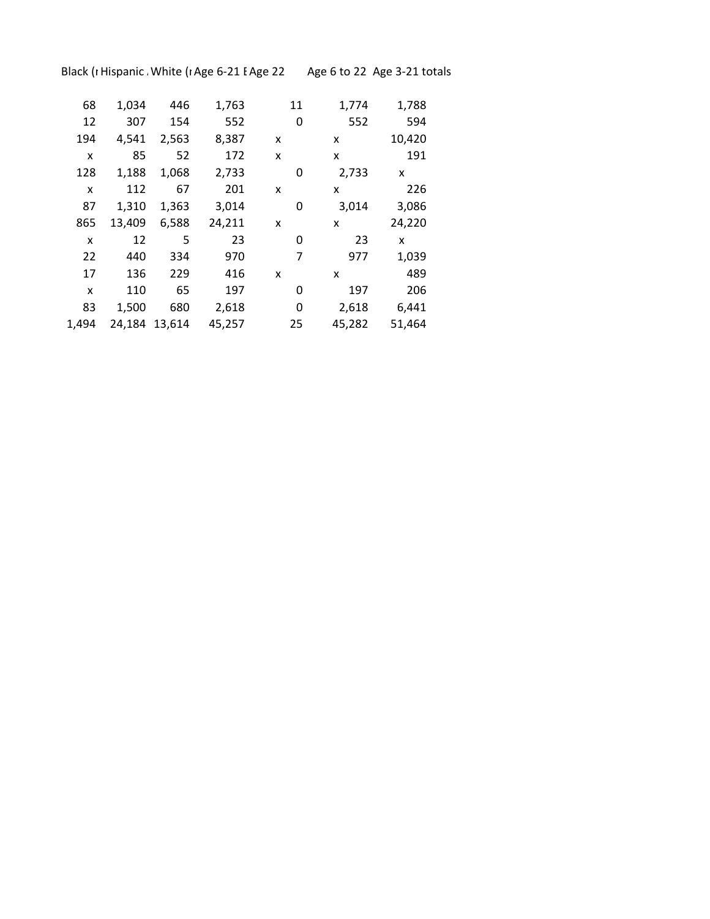| Black (r | Hispanic | White (r | Age 6-21 E | Age 22 | Age 6 to 22 | Age 3-21 totals |
|---|---|---|---|---|---|---|
| 68 | 1,034 | 446 | 1,763 | 11 | 1,774 | 1,788 |
| 12 | 307 | 154 | 552 | 0 | 552 | 594 |
| 194 | 4,541 | 2,563 | 8,387 | x | x | 10,420 |
| x | 85 | 52 | 172 | x | x | 191 |
| 128 | 1,188 | 1,068 | 2,733 | 0 | 2,733 | x |
| x | 112 | 67 | 201 | x | x | 226 |
| 87 | 1,310 | 1,363 | 3,014 | 0 | 3,014 | 3,086 |
| 865 | 13,409 | 6,588 | 24,211 | x | x | 24,220 |
| x | 12 | 5 | 23 | 0 | 23 | x |
| 22 | 440 | 334 | 970 | 7 | 977 | 1,039 |
| 17 | 136 | 229 | 416 | x | x | 489 |
| x | 110 | 65 | 197 | 0 | 197 | 206 |
| 83 | 1,500 | 680 | 2,618 | 0 | 2,618 | 6,441 |
| 1,494 | 24,184 | 13,614 | 45,257 | 25 | 45,282 | 51,464 |